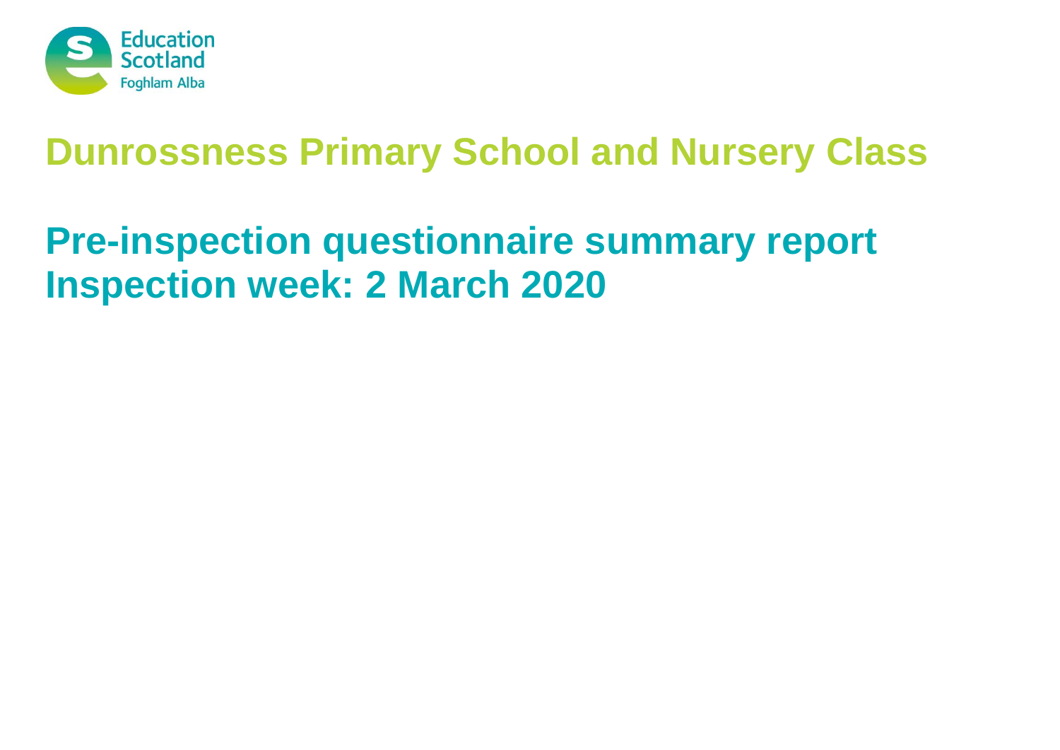Education Scotland
Foghlam Alba

# Dunrossness Primary School and Nursery Class

## Pre-inspection questionnaire summary report
## Inspection week: 2 March 2020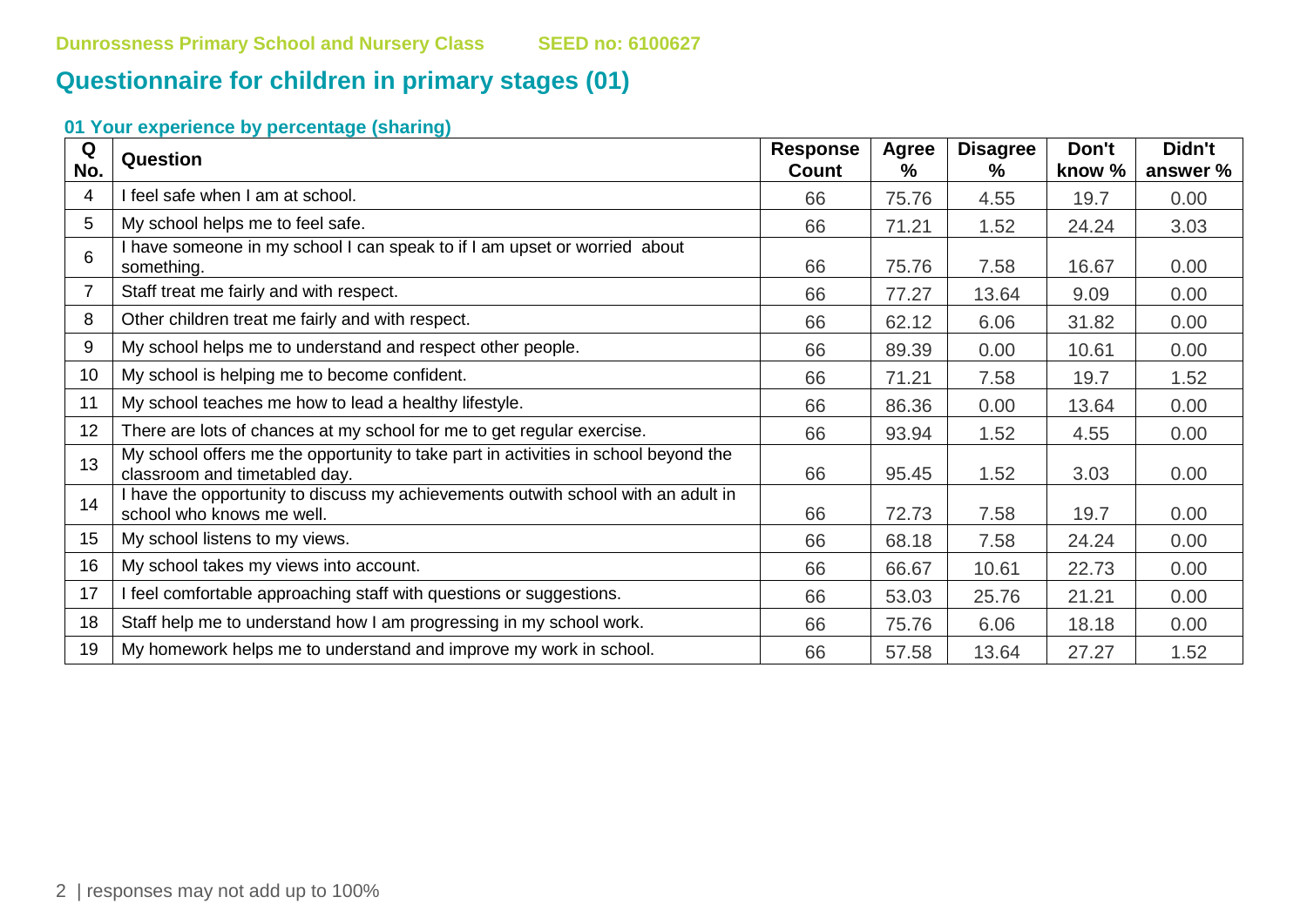Dunrossness Primary School and Nursery Class SEED no: 6100627

# Questionnaire for children in primary stages (01)

### 01 Your experience by percentage (sharing)

| Q No. | Question | Response Count | Agree % | Disagree % | Don't know % | Didn't answer % |
|---|---|---|---|---|---|---|
| 4 | I feel safe when I am at school. | 66 | 75.76 | 4.55 | 19.7 | 0.00 |
| 5 | My school helps me to feel safe. | 66 | 71.21 | 1.52 | 24.24 | 3.03 |
| 6 | I have someone in my school I can speak to if I am upset or worried about something. | 66 | 75.76 | 7.58 | 16.67 | 0.00 |
| 7 | Staff treat me fairly and with respect. | 66 | 77.27 | 13.64 | 9.09 | 0.00 |
| 8 | Other children treat me fairly and with respect. | 66 | 62.12 | 6.06 | 31.82 | 0.00 |
| 9 | My school helps me to understand and respect other people. | 66 | 89.39 | 0.00 | 10.61 | 0.00 |
| 10 | My school is helping me to become confident. | 66 | 71.21 | 7.58 | 19.7 | 1.52 |
| 11 | My school teaches me how to lead a healthy lifestyle. | 66 | 86.36 | 0.00 | 13.64 | 0.00 |
| 12 | There are lots of chances at my school for me to get regular exercise. | 66 | 93.94 | 1.52 | 4.55 | 0.00 |
| 13 | My school offers me the opportunity to take part in activities in school beyond the classroom and timetabled day. | 66 | 95.45 | 1.52 | 3.03 | 0.00 |
| 14 | I have the opportunity to discuss my achievements outwith school with an adult in school who knows me well. | 66 | 72.73 | 7.58 | 19.7 | 0.00 |
| 15 | My school listens to my views. | 66 | 68.18 | 7.58 | 24.24 | 0.00 |
| 16 | My school takes my views into account. | 66 | 66.67 | 10.61 | 22.73 | 0.00 |
| 17 | I feel comfortable approaching staff with questions or suggestions. | 66 | 53.03 | 25.76 | 21.21 | 0.00 |
| 18 | Staff help me to understand how I am progressing in my school work. | 66 | 75.76 | 6.06 | 18.18 | 0.00 |
| 19 | My homework helps me to understand and improve my work in school. | 66 | 57.58 | 13.64 | 27.27 | 1.52 |

responses may not add up to 100%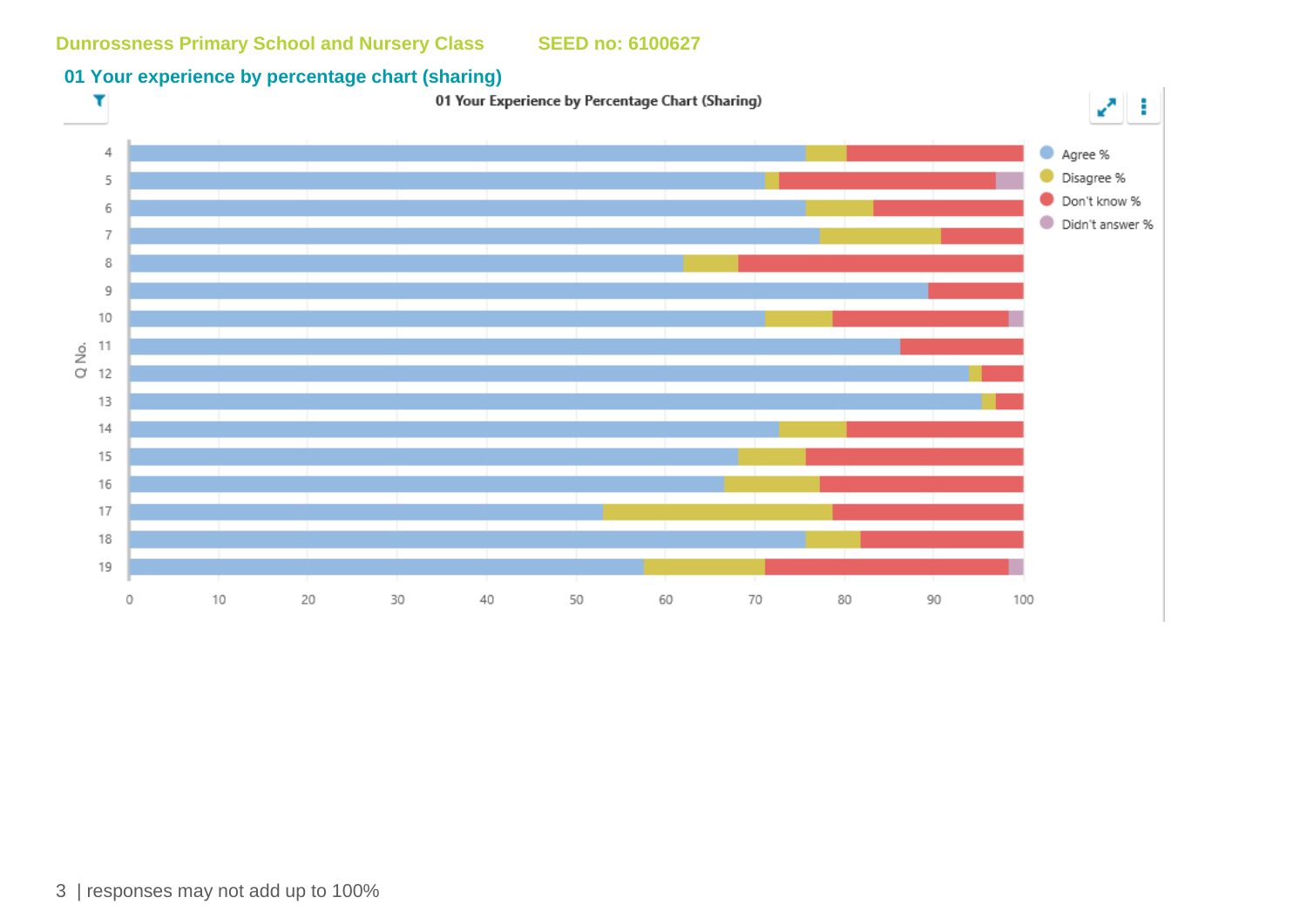Dunrossness Primary School and Nursery Class    SEED no: 6100627

## 01 Your experience by percentage chart (sharing)

01 Your Experience by Percentage Chart (Sharing)

Legend: Agree % | Disagree % | Don't know % | Didn't answer %

Q No.: 4, 5, 6, 7, 8, 9, 10, 11, 12, 13, 14, 15, 16, 17, 18, 19

Axis: 0, 10, 20, 30, 40, 50, 60, 70, 80, 90, 100

responses may not add up to 100%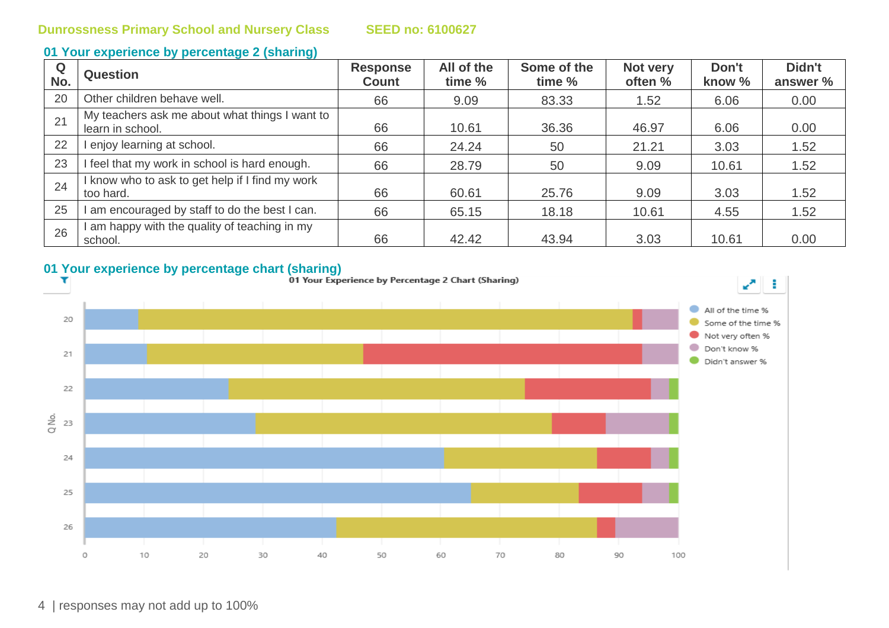**Dunrossness Primary School and Nursery Class** **SEED no: 6100627**

## 01 Your experience by percentage 2 (sharing)

| Q No. | Question | Response Count | All of the time % | Some of the time % | Not very often % | Don't know % | Didn't answer % |
|---|---|---|---|---|---|---|---|
| 20 | Other children behave well. | 66 | 9.09 | 83.33 | 1.52 | 6.06 | 0.00 |
| 21 | My teachers ask me about what things I want to learn in school. | 66 | 10.61 | 36.36 | 46.97 | 6.06 | 0.00 |
| 22 | I enjoy learning at school. | 66 | 24.24 | 50 | 21.21 | 3.03 | 1.52 |
| 23 | I feel that my work in school is hard enough. | 66 | 28.79 | 50 | 9.09 | 10.61 | 1.52 |
| 24 | I know who to ask to get help if I find my work too hard. | 66 | 60.61 | 25.76 | 9.09 | 3.03 | 1.52 |
| 25 | I am encouraged by staff to do the best I can. | 66 | 65.15 | 18.18 | 10.61 | 4.55 | 1.52 |
| 26 | I am happy with the quality of teaching in my school. | 66 | 42.42 | 43.94 | 3.03 | 10.61 | 0.00 |

## 01 Your experience by percentage chart (sharing)

responses may not add up to 100%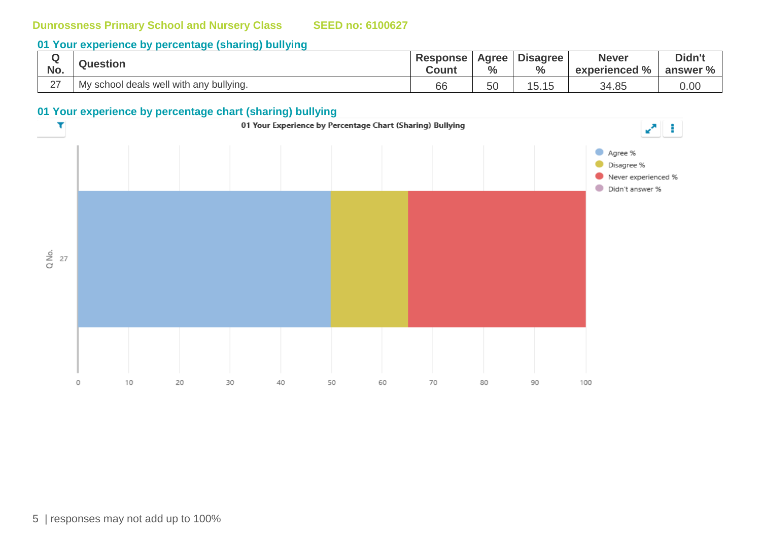Dunrossness Primary School and Nursery Class SEED no: 6100627

## 01 Your experience by percentage (sharing) bullying

| Q No. | Question | Response Count | Agree % | Disagree % | Never experienced % | Didn't answer % |
|---|---|---|---|---|---|---|
| 27 | My school deals well with any bullying. | 66 | 50 | 15.15 | 34.85 | 0.00 |

## 01 Your experience by percentage chart (sharing) bullying

01 Your Experience by Percentage Chart (Sharing) Bullying

Agree %
Disagree %
Never experienced %
Didn't answer %

Q No. 27

0 10 20 30 40 50 60 70 80 90 100

| responses may not add up to 100%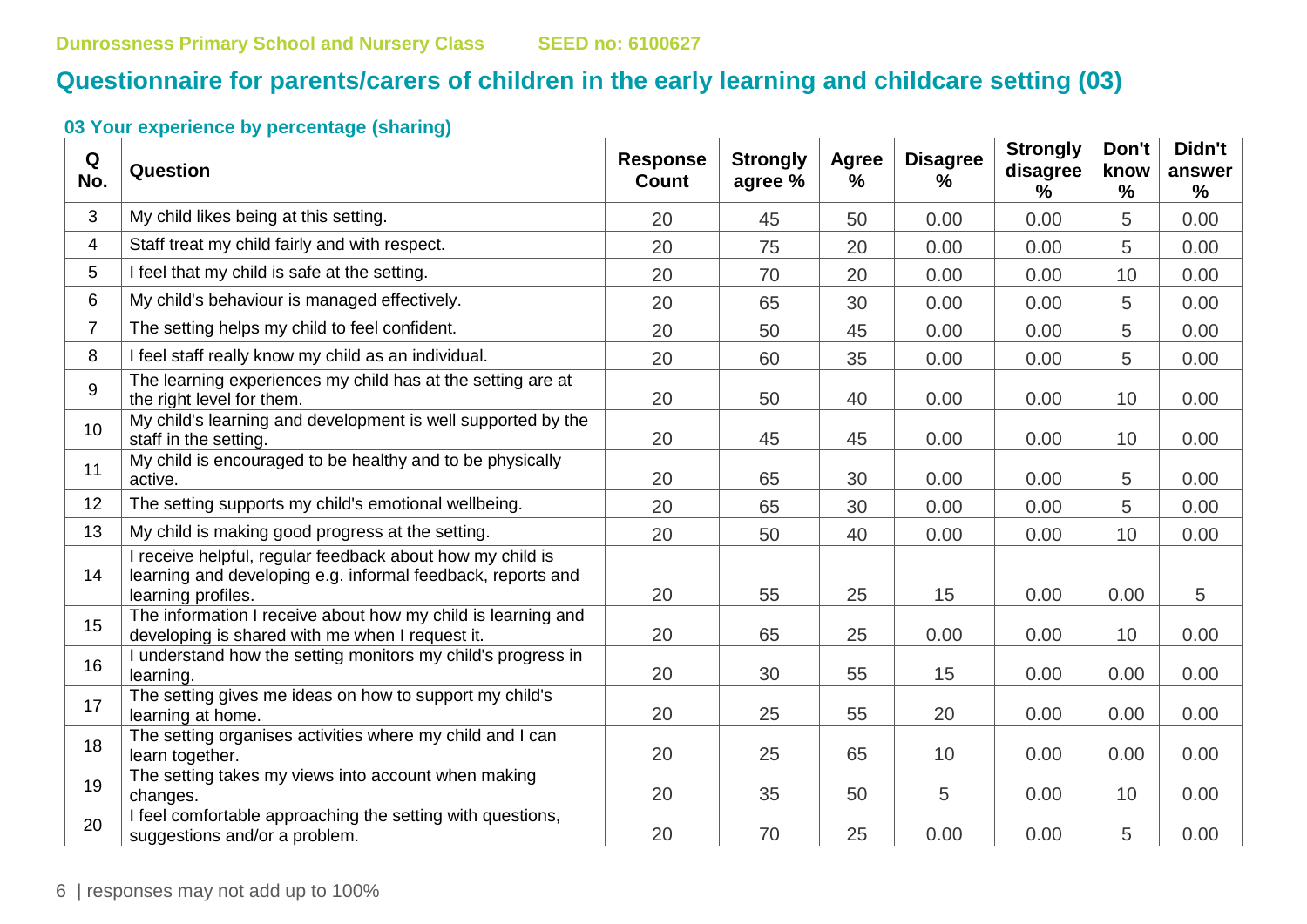Dunrossness Primary School and Nursery Class SEED no: 6100627

## Questionnaire for parents/carers of children in the early learning and childcare setting (03)

### 03 Your experience by percentage (sharing)

| Q No. | Question | Response Count | Strongly agree % | Agree % | Disagree % | Strongly disagree % | Don't know % | Didn't answer % |
|---|---|---|---|---|---|---|---|---|
| 3 | My child likes being at this setting. | 20 | 45 | 50 | 0.00 | 0.00 | 5 | 0.00 |
| 4 | Staff treat my child fairly and with respect. | 20 | 75 | 20 | 0.00 | 0.00 | 5 | 0.00 |
| 5 | I feel that my child is safe at the setting. | 20 | 70 | 20 | 0.00 | 0.00 | 10 | 0.00 |
| 6 | My child's behaviour is managed effectively. | 20 | 65 | 30 | 0.00 | 0.00 | 5 | 0.00 |
| 7 | The setting helps my child to feel confident. | 20 | 50 | 45 | 0.00 | 0.00 | 5 | 0.00 |
| 8 | I feel staff really know my child as an individual. | 20 | 60 | 35 | 0.00 | 0.00 | 5 | 0.00 |
| 9 | The learning experiences my child has at the setting are at the right level for them. | 20 | 50 | 40 | 0.00 | 0.00 | 10 | 0.00 |
| 10 | My child's learning and development is well supported by the staff in the setting. | 20 | 45 | 45 | 0.00 | 0.00 | 10 | 0.00 |
| 11 | My child is encouraged to be healthy and to be physically active. | 20 | 65 | 30 | 0.00 | 0.00 | 5 | 0.00 |
| 12 | The setting supports my child's emotional wellbeing. | 20 | 65 | 30 | 0.00 | 0.00 | 5 | 0.00 |
| 13 | My child is making good progress at the setting. | 20 | 50 | 40 | 0.00 | 0.00 | 10 | 0.00 |
| 14 | I receive helpful, regular feedback about how my child is learning and developing e.g. informal feedback, reports and learning profiles. | 20 | 55 | 25 | 15 | 0.00 | 0.00 | 5 |
| 15 | The information I receive about how my child is learning and developing is shared with me when I request it. | 20 | 65 | 25 | 0.00 | 0.00 | 10 | 0.00 |
| 16 | I understand how the setting monitors my child's progress in learning. | 20 | 30 | 55 | 15 | 0.00 | 0.00 | 0.00 |
| 17 | The setting gives me ideas on how to support my child's learning at home. | 20 | 25 | 55 | 20 | 0.00 | 0.00 | 0.00 |
| 18 | The setting organises activities where my child and I can learn together. | 20 | 25 | 65 | 10 | 0.00 | 0.00 | 0.00 |
| 19 | The setting takes my views into account when making changes. | 20 | 35 | 50 | 5 | 0.00 | 10 | 0.00 |
| 20 | I feel comfortable approaching the setting with questions, suggestions and/or a problem. | 20 | 70 | 25 | 0.00 | 0.00 | 5 | 0.00 |

responses may not add up to 100%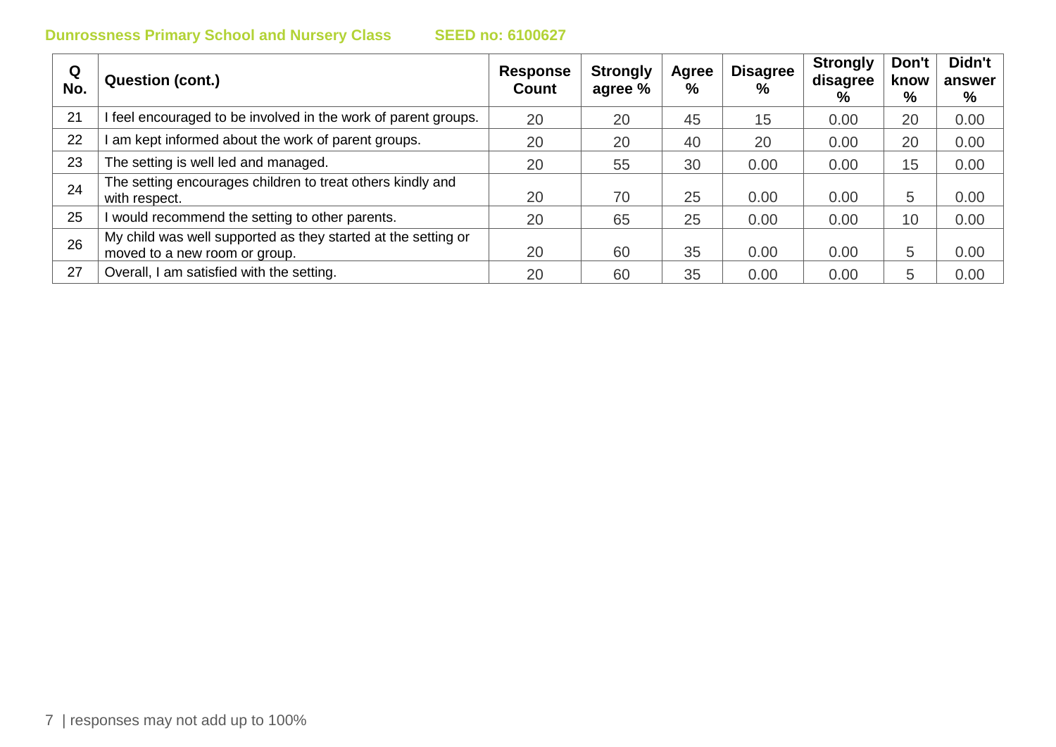**Dunrossness Primary School and Nursery Class** **SEED no: 6100627**

| Q No. | Question (cont.) | Response Count | Strongly agree % | Agree % | Disagree % | Strongly disagree % | Don't know % | Didn't answer % |
|---|---|---|---|---|---|---|---|---|
| 21 | I feel encouraged to be involved in the work of parent groups. | 20 | 20 | 45 | 15 | 0.00 | 20 | 0.00 |
| 22 | I am kept informed about the work of parent groups. | 20 | 20 | 40 | 20 | 0.00 | 20 | 0.00 |
| 23 | The setting is well led and managed. | 20 | 55 | 30 | 0.00 | 0.00 | 15 | 0.00 |
| 24 | The setting encourages children to treat others kindly and with respect. | 20 | 70 | 25 | 0.00 | 0.00 | 5 | 0.00 |
| 25 | I would recommend the setting to other parents. | 20 | 65 | 25 | 0.00 | 0.00 | 10 | 0.00 |
| 26 | My child was well supported as they started at the setting or moved to a new room or group. | 20 | 60 | 35 | 0.00 | 0.00 | 5 | 0.00 |
| 27 | Overall, I am satisfied with the setting. | 20 | 60 | 35 | 0.00 | 0.00 | 5 | 0.00 |

responses may not add up to 100%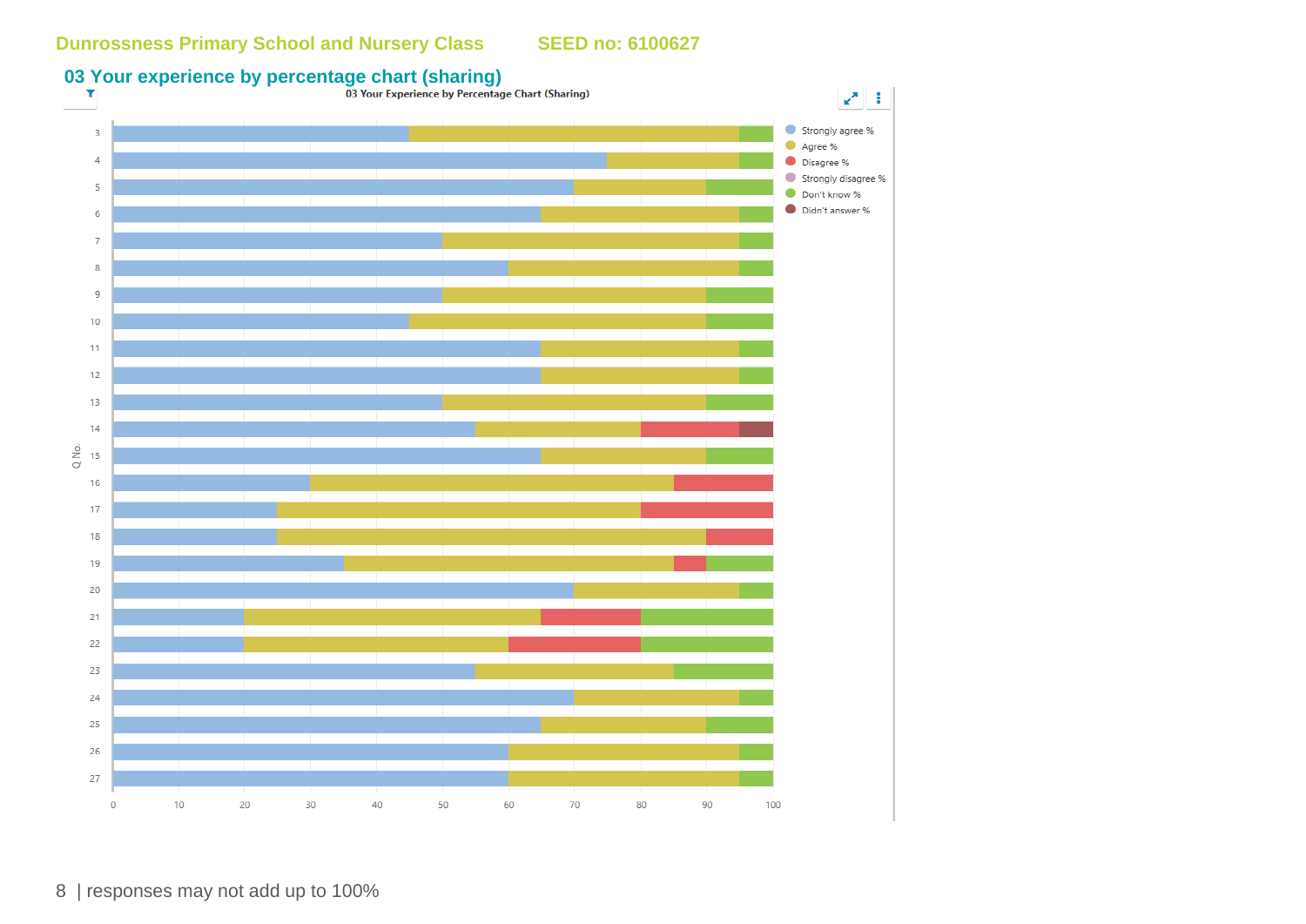## 03 Your experience by percentage chart (sharing)

**03 Your Experience by Percentage Chart (Sharing)**

| Q No. | Strongly agree % | Agree % | Disagree % | Strongly disagree % | Don't know % | Didn't answer % |
|---|---|---|---|---|---|---|
| 3 | 45 | 50 | | | 5 | |
| 4 | 75 | 20 | | | 5 | |
| 5 | 70 | 20 | | | 10 | |
| 6 | 65 | 30 | | | 5 | |
| 7 | 50 | 45 | | | 5 | |
| 8 | 60 | 35 | | | 5 | |
| 9 | 50 | 40 | | | 10 | |
| 10 | 45 | 45 | | | 10 | |
| 11 | 65 | 30 | | | 5 | |
| 12 | 65 | 30 | | | 5 | |
| 13 | 50 | 40 | | | 10 | |
| 14 | 55 | 25 | 15 | | | 5 |
| 15 | 65 | 25 | | | 10 | |
| 16 | 30 | 55 | 15 | | | |
| 17 | 25 | 55 | 20 | | | |
| 18 | 25 | 65 | 10 | | | |
| 19 | 35 | 50 | 5 | | 10 | |
| 20 | 70 | 25 | | | 5 | |
| 21 | 20 | 45 | 15 | | 20 | |
| 22 | 20 | 40 | 20 | | 20 | |
| 23 | 55 | 30 | | | 15 | |
| 24 | 70 | 25 | | | 5 | |
| 25 | 65 | 25 | | | 10 | |
| 26 | 60 | 35 | | | 5 | |
| 27 | 60 | 35 | | | 5 | |

responses may not add up to 100%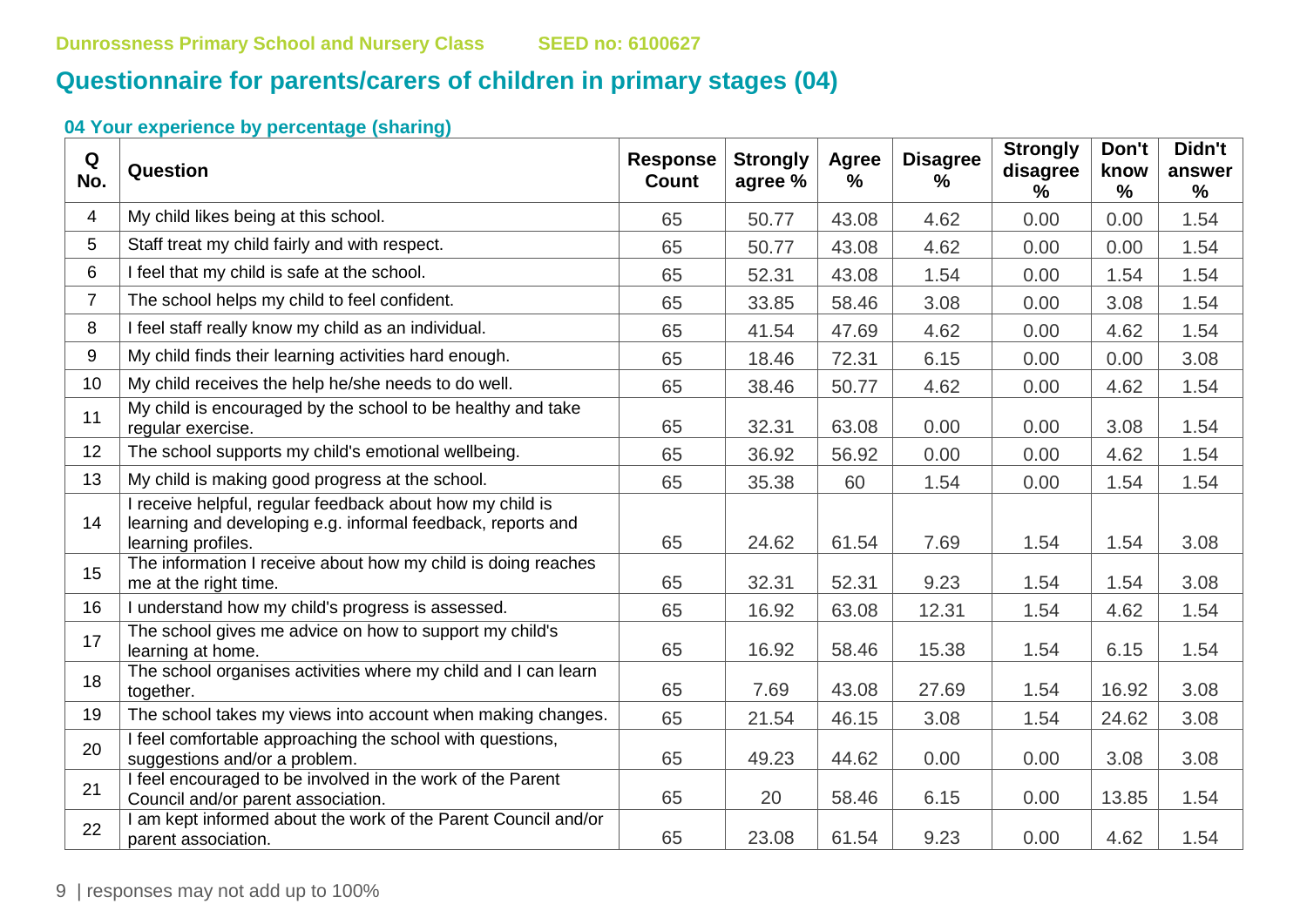## Questionnaire for parents/carers of children in primary stages (04)

### 04 Your experience by percentage (sharing)

| Q No. | Question | Response Count | Strongly agree % | Agree % | Disagree % | Strongly disagree % | Don't know % | Didn't answer % |
|---|---|---|---|---|---|---|---|---|
| 4 | My child likes being at this school. | 65 | 50.77 | 43.08 | 4.62 | 0.00 | 0.00 | 1.54 |
| 5 | Staff treat my child fairly and with respect. | 65 | 50.77 | 43.08 | 4.62 | 0.00 | 0.00 | 1.54 |
| 6 | I feel that my child is safe at the school. | 65 | 52.31 | 43.08 | 1.54 | 0.00 | 1.54 | 1.54 |
| 7 | The school helps my child to feel confident. | 65 | 33.85 | 58.46 | 3.08 | 0.00 | 3.08 | 1.54 |
| 8 | I feel staff really know my child as an individual. | 65 | 41.54 | 47.69 | 4.62 | 0.00 | 4.62 | 1.54 |
| 9 | My child finds their learning activities hard enough. | 65 | 18.46 | 72.31 | 6.15 | 0.00 | 0.00 | 3.08 |
| 10 | My child receives the help he/she needs to do well. | 65 | 38.46 | 50.77 | 4.62 | 0.00 | 4.62 | 1.54 |
| 11 | My child is encouraged by the school to be healthy and take regular exercise. | 65 | 32.31 | 63.08 | 0.00 | 0.00 | 3.08 | 1.54 |
| 12 | The school supports my child's emotional wellbeing. | 65 | 36.92 | 56.92 | 0.00 | 0.00 | 4.62 | 1.54 |
| 13 | My child is making good progress at the school. | 65 | 35.38 | 60 | 1.54 | 0.00 | 1.54 | 1.54 |
| 14 | I receive helpful, regular feedback about how my child is learning and developing e.g. informal feedback, reports and learning profiles. | 65 | 24.62 | 61.54 | 7.69 | 1.54 | 1.54 | 3.08 |
| 15 | The information I receive about how my child is doing reaches me at the right time. | 65 | 32.31 | 52.31 | 9.23 | 1.54 | 1.54 | 3.08 |
| 16 | I understand how my child's progress is assessed. | 65 | 16.92 | 63.08 | 12.31 | 1.54 | 4.62 | 1.54 |
| 17 | The school gives me advice on how to support my child's learning at home. | 65 | 16.92 | 58.46 | 15.38 | 1.54 | 6.15 | 1.54 |
| 18 | The school organises activities where my child and I can learn together. | 65 | 7.69 | 43.08 | 27.69 | 1.54 | 16.92 | 3.08 |
| 19 | The school takes my views into account when making changes. | 65 | 21.54 | 46.15 | 3.08 | 1.54 | 24.62 | 3.08 |
| 20 | I feel comfortable approaching the school with questions, suggestions and/or a problem. | 65 | 49.23 | 44.62 | 0.00 | 0.00 | 3.08 | 3.08 |
| 21 | I feel encouraged to be involved in the work of the Parent Council and/or parent association. | 65 | 20 | 58.46 | 6.15 | 0.00 | 13.85 | 1.54 |
| 22 | I am kept informed about the work of the Parent Council and/or parent association. | 65 | 23.08 | 61.54 | 9.23 | 0.00 | 4.62 | 1.54 |

responses may not add up to 100%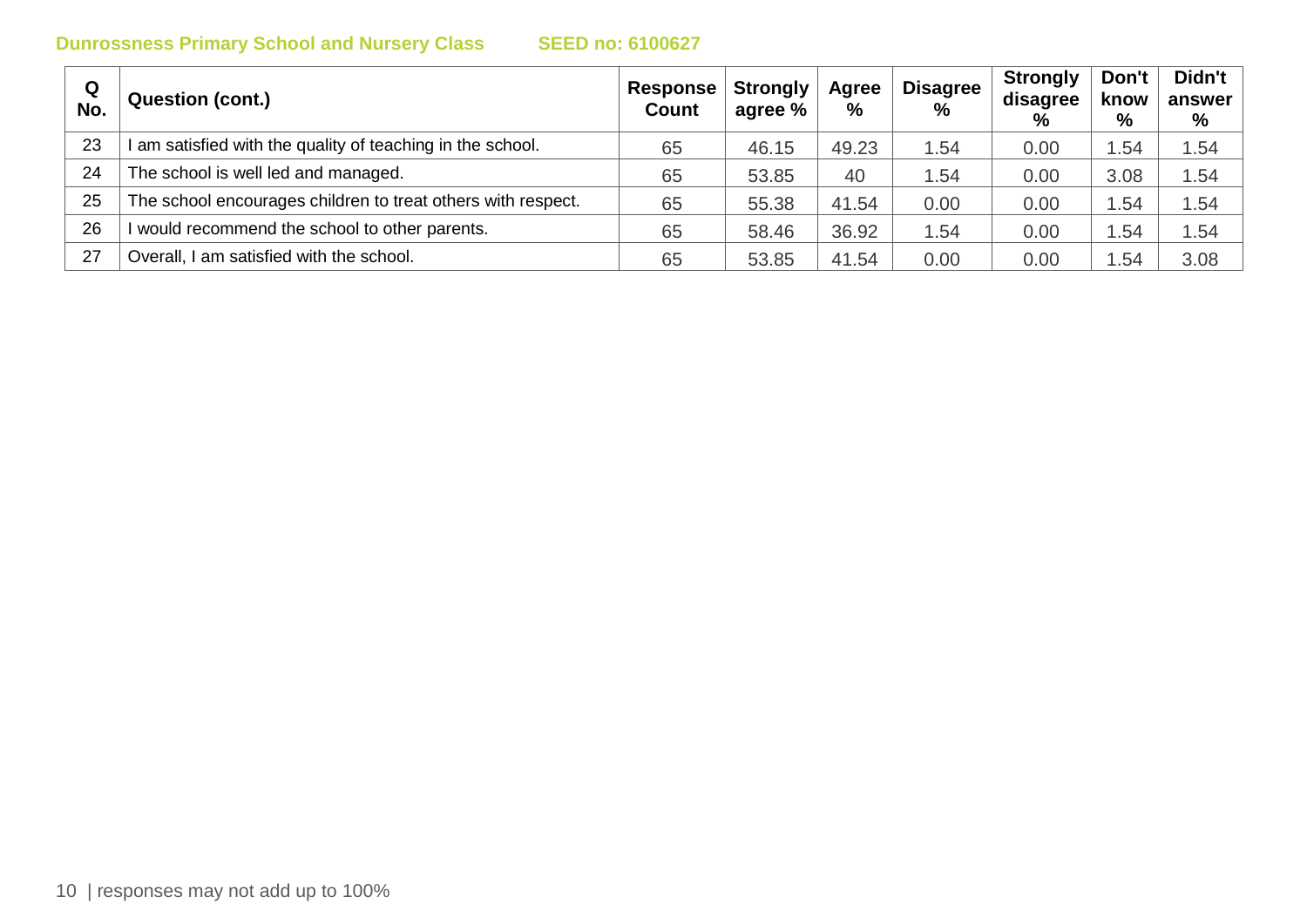**Dunrossness Primary School and Nursery Class SEED no: 6100627**

| Q No. | Question (cont.) | Response Count | Strongly agree % | Agree % | Disagree % | Strongly disagree % | Don't know % | Didn't answer % |
|---|---|---|---|---|---|---|---|---|
| 23 | I am satisfied with the quality of teaching in the school. | 65 | 46.15 | 49.23 | 1.54 | 0.00 | 1.54 | 1.54 |
| 24 | The school is well led and managed. | 65 | 53.85 | 40 | 1.54 | 0.00 | 3.08 | 1.54 |
| 25 | The school encourages children to treat others with respect. | 65 | 55.38 | 41.54 | 0.00 | 0.00 | 1.54 | 1.54 |
| 26 | I would recommend the school to other parents. | 65 | 58.46 | 36.92 | 1.54 | 0.00 | 1.54 | 1.54 |
| 27 | Overall, I am satisfied with the school. | 65 | 53.85 | 41.54 | 0.00 | 0.00 | 1.54 | 3.08 |

responses may not add up to 100%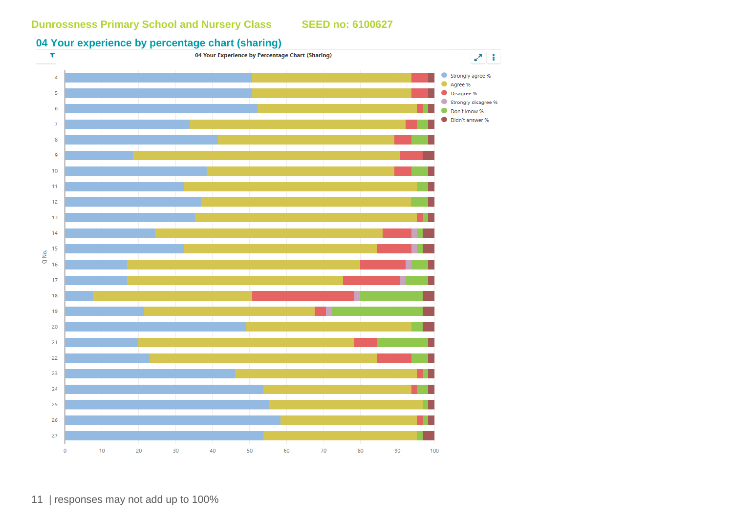Dunrossness Primary School and Nursery Class SEED no: 6100627

## 04 Your experience by percentage chart (sharing)

04 Your Experience by Percentage Chart (Sharing)

Q No. 4–27; x-axis 0–100

Legend: Strongly agree %, Agree %, Disagree %, Strongly disagree %, Don't know %, Didn't answer %

| responses may not add up to 100%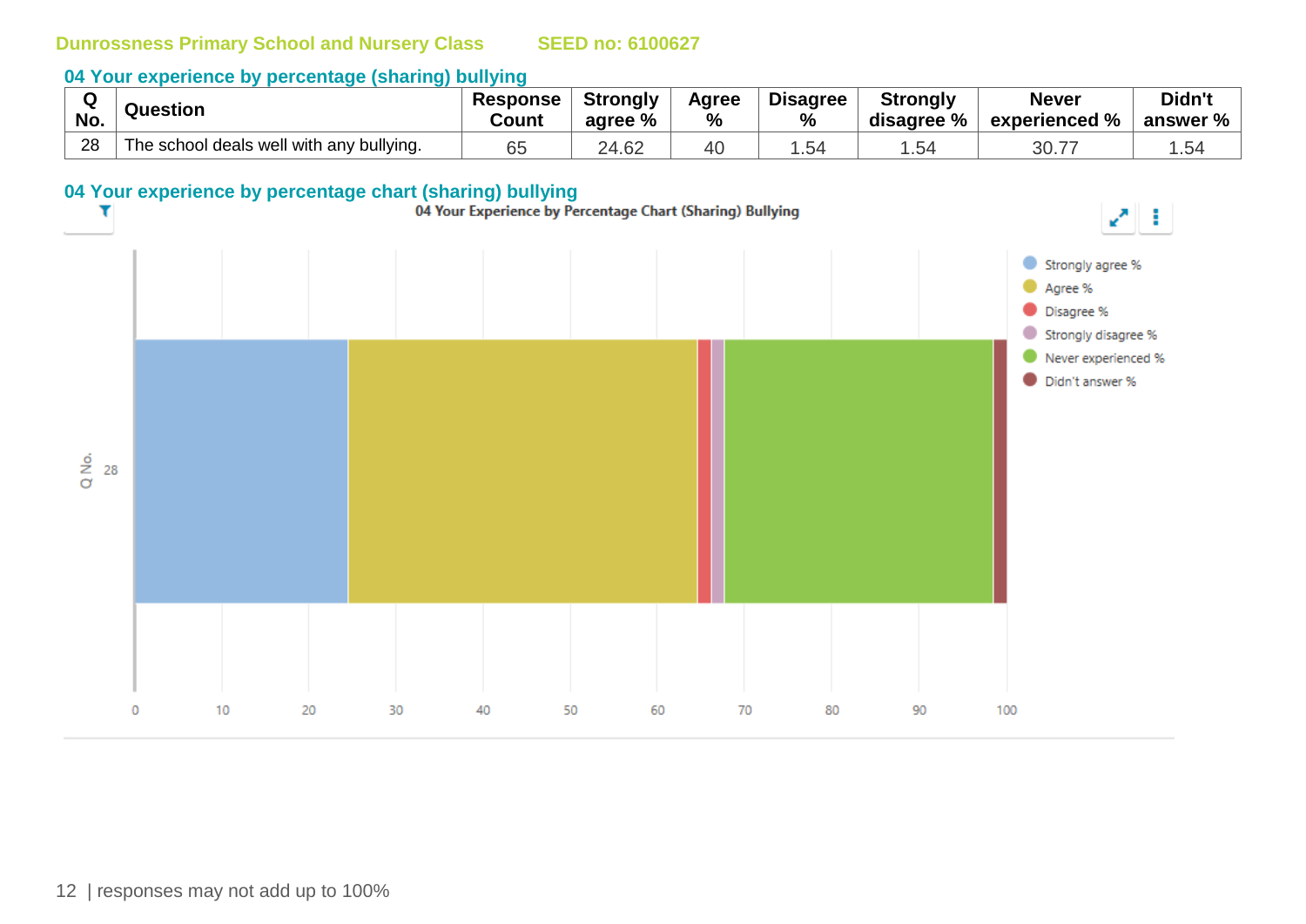Dunrossness Primary School and Nursery Class SEED no: 6100627

### 04 Your experience by percentage (sharing) bullying

| Q No. | Question | Response Count | Strongly agree % | Agree % | Disagree % | Strongly disagree % | Never experienced % | Didn't answer % |
|---|---|---|---|---|---|---|---|---|
| 28 | The school deals well with any bullying. | 65 | 24.62 | 40 | 1.54 | 1.54 | 30.77 | 1.54 |

### 04 Your experience by percentage chart (sharing) bullying

04 Your Experience by Percentage Chart (Sharing) Bullying

| Q No. | Strongly agree % | Agree % | Disagree % | Strongly disagree % | Never experienced % | Didn't answer % |
|---|---|---|---|---|---|---|
| 28 | 24.62 | 40 | 1.54 | 1.54 | 30.77 | 1.54 |

responses may not add up to 100%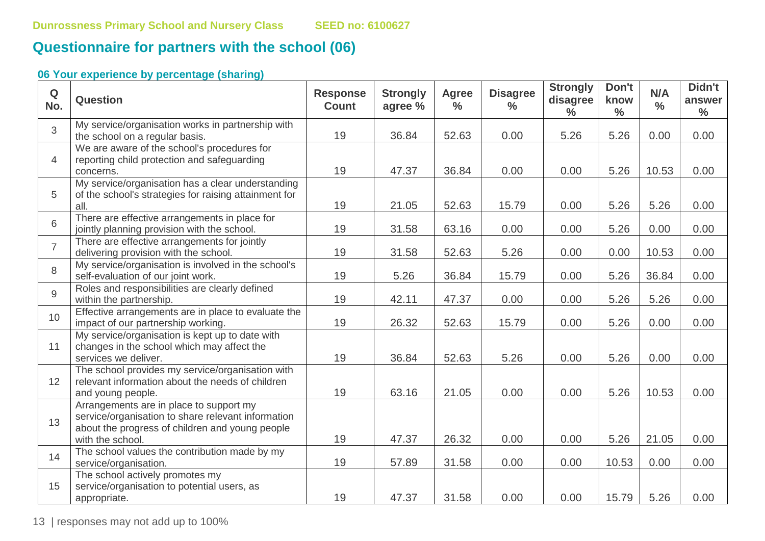## Questionnaire for partners with the school (06)

### 06 Your experience by percentage (sharing)

| Q No. | Question | Response Count | Strongly agree % | Agree % | Disagree % | Strongly disagree % | Don't know % | N/A % | Didn't answer % |
|---|---|---|---|---|---|---|---|---|---|
| 3 | My service/organisation works in partnership with the school on a regular basis. | 19 | 36.84 | 52.63 | 0.00 | 5.26 | 5.26 | 0.00 | 0.00 |
| 4 | We are aware of the school's procedures for reporting child protection and safeguarding concerns. | 19 | 47.37 | 36.84 | 0.00 | 0.00 | 5.26 | 10.53 | 0.00 |
| 5 | My service/organisation has a clear understanding of the school's strategies for raising attainment for all. | 19 | 21.05 | 52.63 | 15.79 | 0.00 | 5.26 | 5.26 | 0.00 |
| 6 | There are effective arrangements in place for jointly planning provision with the school. | 19 | 31.58 | 63.16 | 0.00 | 0.00 | 5.26 | 0.00 | 0.00 |
| 7 | There are effective arrangements for jointly delivering provision with the school. | 19 | 31.58 | 52.63 | 5.26 | 0.00 | 0.00 | 10.53 | 0.00 |
| 8 | My service/organisation is involved in the school's self-evaluation of our joint work. | 19 | 5.26 | 36.84 | 15.79 | 0.00 | 5.26 | 36.84 | 0.00 |
| 9 | Roles and responsibilities are clearly defined within the partnership. | 19 | 42.11 | 47.37 | 0.00 | 0.00 | 5.26 | 5.26 | 0.00 |
| 10 | Effective arrangements are in place to evaluate the impact of our partnership working. | 19 | 26.32 | 52.63 | 15.79 | 0.00 | 5.26 | 0.00 | 0.00 |
| 11 | My service/organisation is kept up to date with changes in the school which may affect the services we deliver. | 19 | 36.84 | 52.63 | 5.26 | 0.00 | 5.26 | 0.00 | 0.00 |
| 12 | The school provides my service/organisation with relevant information about the needs of children and young people. | 19 | 63.16 | 21.05 | 0.00 | 0.00 | 5.26 | 10.53 | 0.00 |
| 13 | Arrangements are in place to support my service/organisation to share relevant information about the progress of children and young people with the school. | 19 | 47.37 | 26.32 | 0.00 | 0.00 | 5.26 | 21.05 | 0.00 |
| 14 | The school values the contribution made by my service/organisation. | 19 | 57.89 | 31.58 | 0.00 | 0.00 | 10.53 | 0.00 | 0.00 |
| 15 | The school actively promotes my service/organisation to potential users, as appropriate. | 19 | 47.37 | 31.58 | 0.00 | 0.00 | 15.79 | 5.26 | 0.00 |

responses may not add up to 100%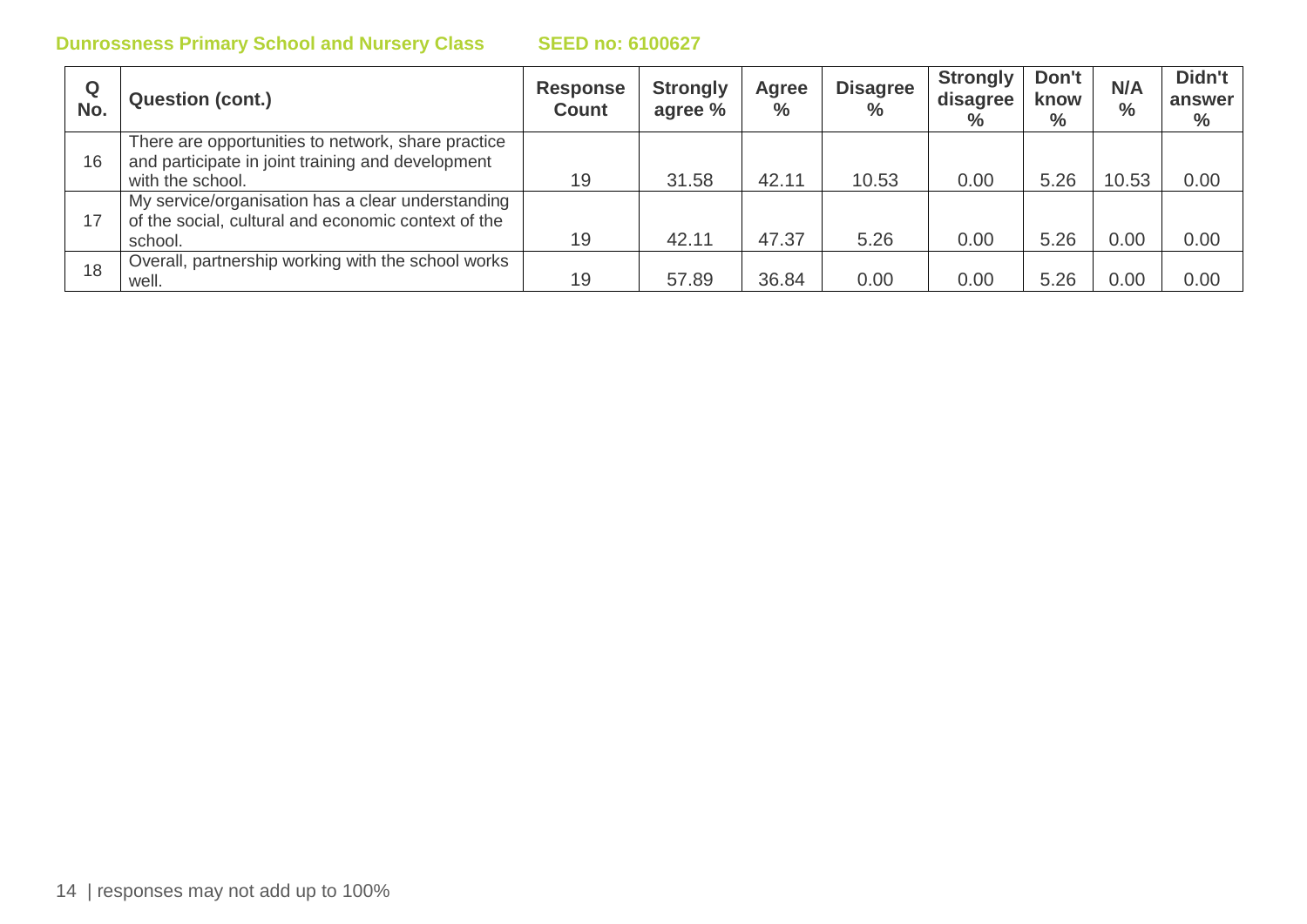**Dunrossness Primary School and Nursery Class** **SEED no: 6100627**

| Q No. | Question (cont.) | Response Count | Strongly agree % | Agree % | Disagree % | Strongly disagree % | Don't know % | N/A % | Didn't answer % |
|---|---|---|---|---|---|---|---|---|---|
| 16 | There are opportunities to network, share practice and participate in joint training and development with the school. | 19 | 31.58 | 42.11 | 10.53 | 0.00 | 5.26 | 10.53 | 0.00 |
| 17 | My service/organisation has a clear understanding of the social, cultural and economic context of the school. | 19 | 42.11 | 47.37 | 5.26 | 0.00 | 5.26 | 0.00 | 0.00 |
| 18 | Overall, partnership working with the school works well. | 19 | 57.89 | 36.84 | 0.00 | 0.00 | 5.26 | 0.00 | 0.00 |

responses may not add up to 100%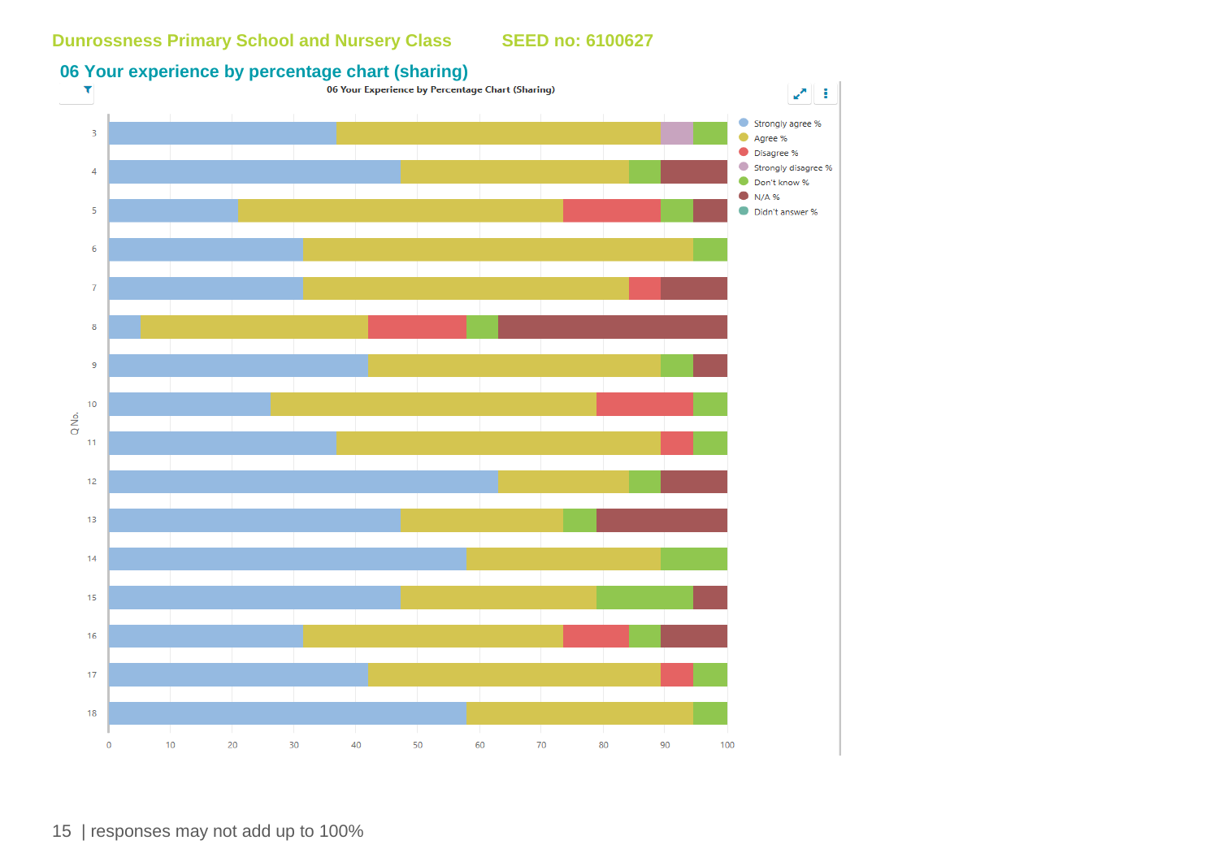Dunrossness Primary School and Nursery Class SEED no: 6100627

## 06 Your experience by percentage chart (sharing)

06 Your Experience by Percentage Chart (Sharing)

Legend: Strongly agree %, Agree %, Disagree %, Strongly disagree %, Don't know %, N/A %, Didn't answer %

Q No.: 3, 4, 5, 6, 7, 8, 9, 10, 11, 12, 13, 14, 15, 16, 17, 18

Axis: 0, 10, 20, 30, 40, 50, 60, 70, 80, 90, 100

responses may not add up to 100%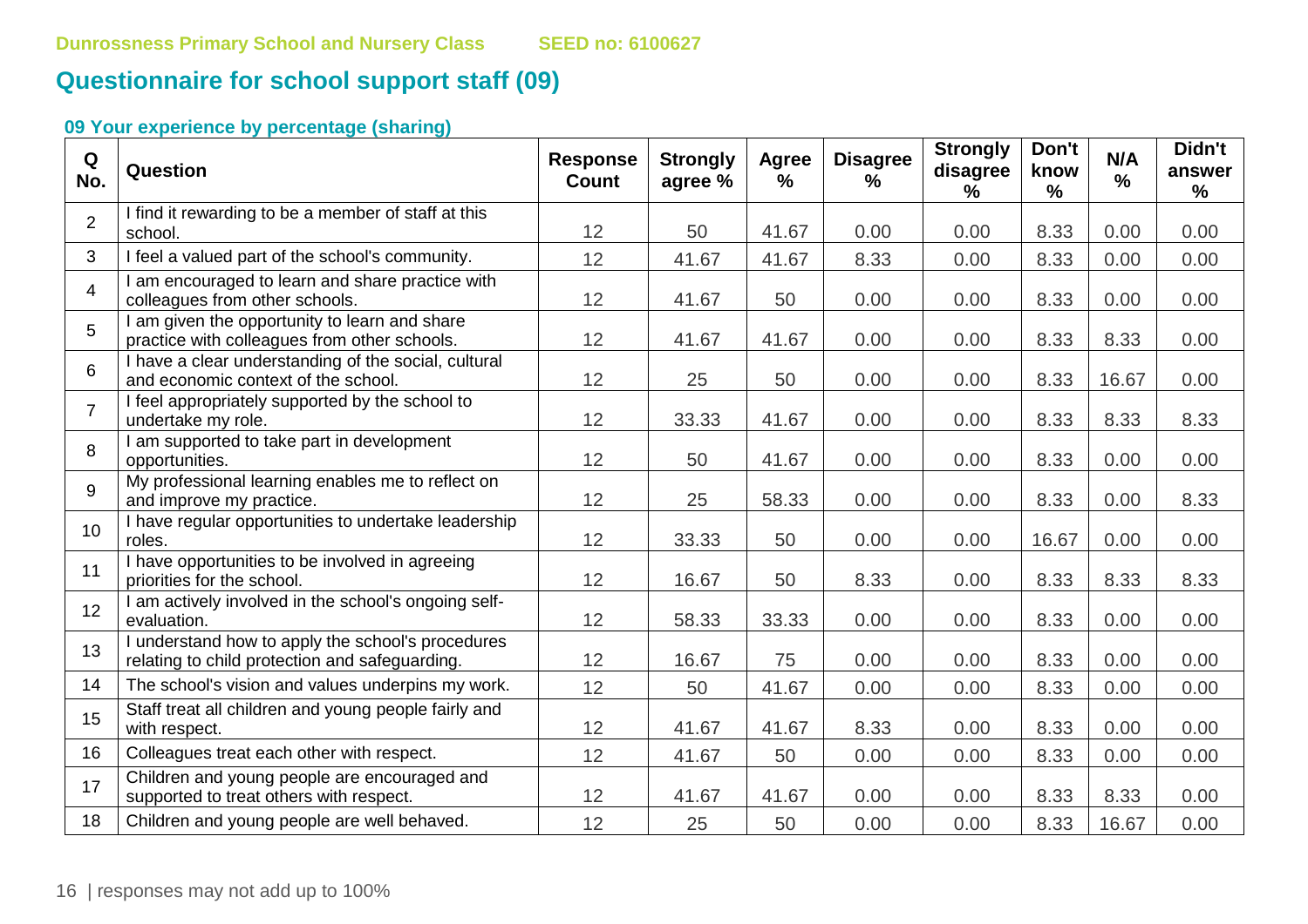Dunrossness Primary School and Nursery Class    SEED no: 6100627

# Questionnaire for school support staff (09)

### 09 Your experience by percentage (sharing)

| Q No. | Question | Response Count | Strongly agree % | Agree % | Disagree % | Strongly disagree % | Don't know % | N/A % | Didn't answer % |
|---|---|---|---|---|---|---|---|---|---|
| 2 | I find it rewarding to be a member of staff at this school. | 12 | 50 | 41.67 | 0.00 | 0.00 | 8.33 | 0.00 | 0.00 |
| 3 | I feel a valued part of the school's community. | 12 | 41.67 | 41.67 | 8.33 | 0.00 | 8.33 | 0.00 | 0.00 |
| 4 | I am encouraged to learn and share practice with colleagues from other schools. | 12 | 41.67 | 50 | 0.00 | 0.00 | 8.33 | 0.00 | 0.00 |
| 5 | I am given the opportunity to learn and share practice with colleagues from other schools. | 12 | 41.67 | 41.67 | 0.00 | 0.00 | 8.33 | 8.33 | 0.00 |
| 6 | I have a clear understanding of the social, cultural and economic context of the school. | 12 | 25 | 50 | 0.00 | 0.00 | 8.33 | 16.67 | 0.00 |
| 7 | I feel appropriately supported by the school to undertake my role. | 12 | 33.33 | 41.67 | 0.00 | 0.00 | 8.33 | 8.33 | 8.33 |
| 8 | I am supported to take part in development opportunities. | 12 | 50 | 41.67 | 0.00 | 0.00 | 8.33 | 0.00 | 0.00 |
| 9 | My professional learning enables me to reflect on and improve my practice. | 12 | 25 | 58.33 | 0.00 | 0.00 | 8.33 | 0.00 | 8.33 |
| 10 | I have regular opportunities to undertake leadership roles. | 12 | 33.33 | 50 | 0.00 | 0.00 | 16.67 | 0.00 | 0.00 |
| 11 | I have opportunities to be involved in agreeing priorities for the school. | 12 | 16.67 | 50 | 8.33 | 0.00 | 8.33 | 8.33 | 8.33 |
| 12 | I am actively involved in the school's ongoing self-evaluation. | 12 | 58.33 | 33.33 | 0.00 | 0.00 | 8.33 | 0.00 | 0.00 |
| 13 | I understand how to apply the school's procedures relating to child protection and safeguarding. | 12 | 16.67 | 75 | 0.00 | 0.00 | 8.33 | 0.00 | 0.00 |
| 14 | The school's vision and values underpins my work. | 12 | 50 | 41.67 | 0.00 | 0.00 | 8.33 | 0.00 | 0.00 |
| 15 | Staff treat all children and young people fairly and with respect. | 12 | 41.67 | 41.67 | 8.33 | 0.00 | 8.33 | 0.00 | 0.00 |
| 16 | Colleagues treat each other with respect. | 12 | 41.67 | 50 | 0.00 | 0.00 | 8.33 | 0.00 | 0.00 |
| 17 | Children and young people are encouraged and supported to treat others with respect. | 12 | 41.67 | 41.67 | 0.00 | 0.00 | 8.33 | 8.33 | 0.00 |
| 18 | Children and young people are well behaved. | 12 | 25 | 50 | 0.00 | 0.00 | 8.33 | 16.67 | 0.00 |

responses may not add up to 100%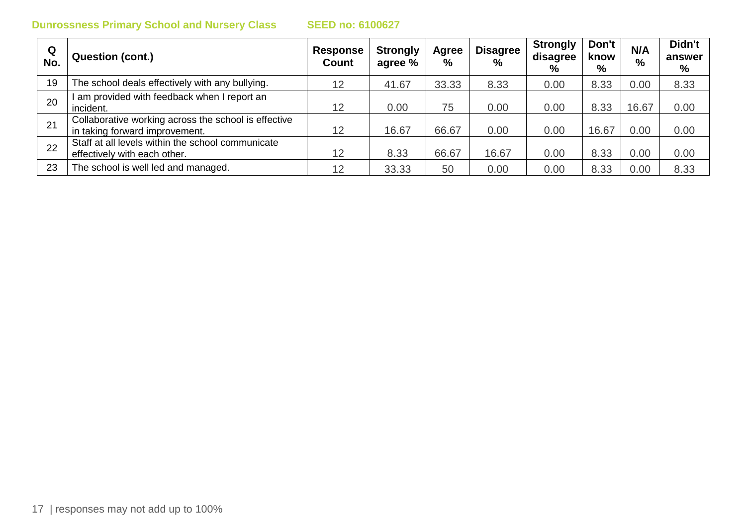| Q No. | Question (cont.) | Response Count | Strongly agree % | Agree % | Disagree % | Strongly disagree % | Don't know % | N/A % | Didn't answer % |
|---|---|---|---|---|---|---|---|---|---|
| 19 | The school deals effectively with any bullying. | 12 | 41.67 | 33.33 | 8.33 | 0.00 | 8.33 | 0.00 | 8.33 |
| 20 | I am provided with feedback when I report an incident. | 12 | 0.00 | 75 | 0.00 | 0.00 | 8.33 | 16.67 | 0.00 |
| 21 | Collaborative working across the school is effective in taking forward improvement. | 12 | 16.67 | 66.67 | 0.00 | 0.00 | 16.67 | 0.00 | 0.00 |
| 22 | Staff at all levels within the school communicate effectively with each other. | 12 | 8.33 | 66.67 | 16.67 | 0.00 | 8.33 | 0.00 | 0.00 |
| 23 | The school is well led and managed. | 12 | 33.33 | 50 | 0.00 | 0.00 | 8.33 | 0.00 | 8.33 |

responses may not add up to 100%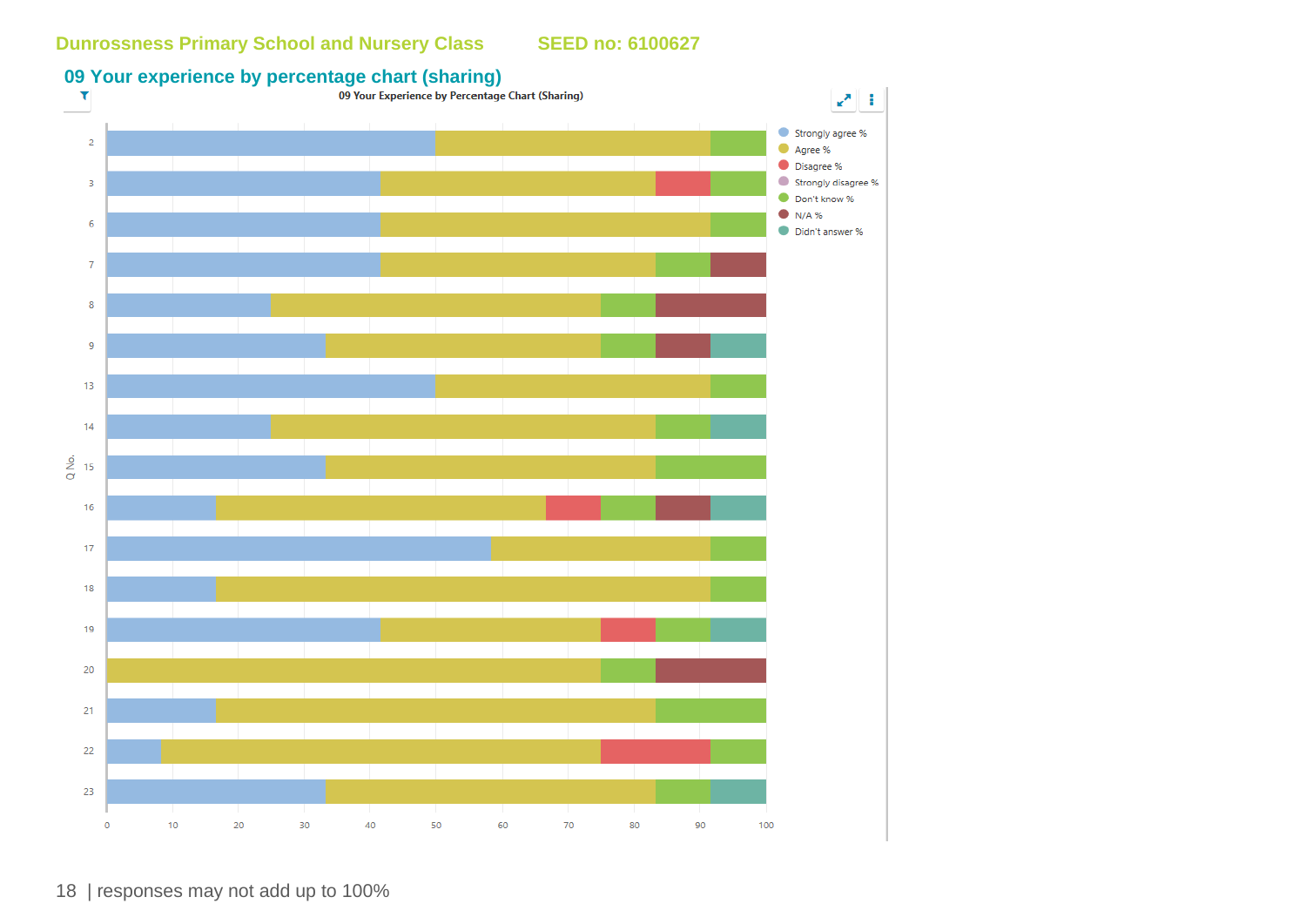Dunrossness Primary School and Nursery Class    SEED no: 6100627

## 09 Your experience by percentage chart (sharing)

09 Your Experience by Percentage Chart (Sharing)

Legend: Strongly agree %, Agree %, Disagree %, Strongly disagree %, Don't know %, N/A %, Didn't answer %

Q No.: 2, 3, 6, 7, 8, 9, 13, 14, 15, 16, 17, 18, 19, 20, 21, 22, 23

0 10 20 30 40 50 60 70 80 90 100

responses may not add up to 100%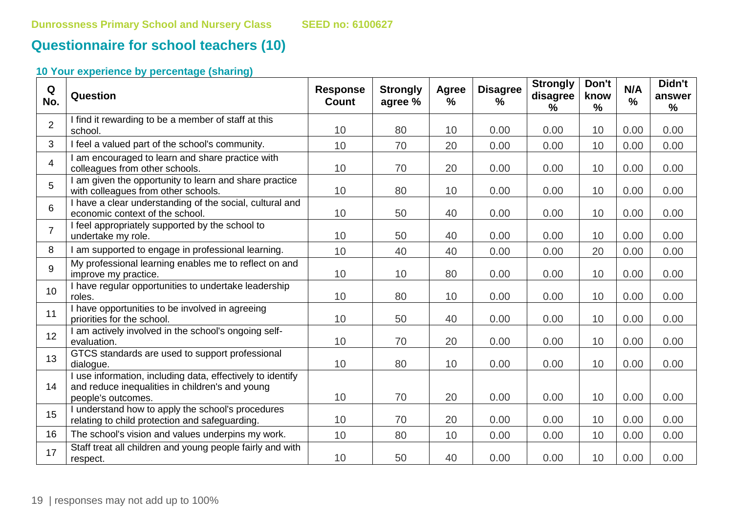Dunrossness Primary School and Nursery Class SEED no: 6100627

## Questionnaire for school teachers (10)

### 10 Your experience by percentage (sharing)

| Q No. | Question | Response Count | Strongly agree % | Agree % | Disagree % | Strongly disagree % | Don't know % | N/A % | Didn't answer % |
|---|---|---|---|---|---|---|---|---|---|
| 2 | I find it rewarding to be a member of staff at this school. | 10 | 80 | 10 | 0.00 | 0.00 | 10 | 0.00 | 0.00 |
| 3 | I feel a valued part of the school's community. | 10 | 70 | 20 | 0.00 | 0.00 | 10 | 0.00 | 0.00 |
| 4 | I am encouraged to learn and share practice with colleagues from other schools. | 10 | 70 | 20 | 0.00 | 0.00 | 10 | 0.00 | 0.00 |
| 5 | I am given the opportunity to learn and share practice with colleagues from other schools. | 10 | 80 | 10 | 0.00 | 0.00 | 10 | 0.00 | 0.00 |
| 6 | I have a clear understanding of the social, cultural and economic context of the school. | 10 | 50 | 40 | 0.00 | 0.00 | 10 | 0.00 | 0.00 |
| 7 | I feel appropriately supported by the school to undertake my role. | 10 | 50 | 40 | 0.00 | 0.00 | 10 | 0.00 | 0.00 |
| 8 | I am supported to engage in professional learning. | 10 | 40 | 40 | 0.00 | 0.00 | 20 | 0.00 | 0.00 |
| 9 | My professional learning enables me to reflect on and improve my practice. | 10 | 10 | 80 | 0.00 | 0.00 | 10 | 0.00 | 0.00 |
| 10 | I have regular opportunities to undertake leadership roles. | 10 | 80 | 10 | 0.00 | 0.00 | 10 | 0.00 | 0.00 |
| 11 | I have opportunities to be involved in agreeing priorities for the school. | 10 | 50 | 40 | 0.00 | 0.00 | 10 | 0.00 | 0.00 |
| 12 | I am actively involved in the school's ongoing self-evaluation. | 10 | 70 | 20 | 0.00 | 0.00 | 10 | 0.00 | 0.00 |
| 13 | GTCS standards are used to support professional dialogue. | 10 | 80 | 10 | 0.00 | 0.00 | 10 | 0.00 | 0.00 |
| 14 | I use information, including data, effectively to identify and reduce inequalities in children's and young people's outcomes. | 10 | 70 | 20 | 0.00 | 0.00 | 10 | 0.00 | 0.00 |
| 15 | I understand how to apply the school's procedures relating to child protection and safeguarding. | 10 | 70 | 20 | 0.00 | 0.00 | 10 | 0.00 | 0.00 |
| 16 | The school's vision and values underpins my work. | 10 | 80 | 10 | 0.00 | 0.00 | 10 | 0.00 | 0.00 |
| 17 | Staff treat all children and young people fairly and with respect. | 10 | 50 | 40 | 0.00 | 0.00 | 10 | 0.00 | 0.00 |

responses may not add up to 100%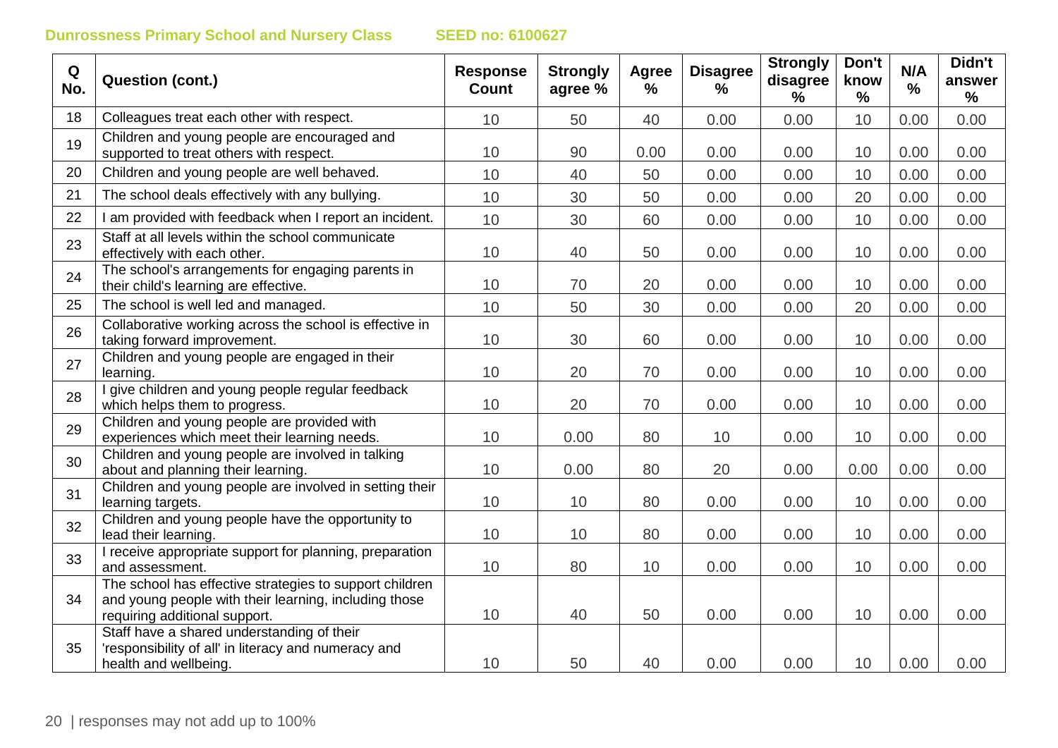**Dunrossness Primary School and Nursery Class** **SEED no: 6100627**

| Q No. | Question (cont.) | Response Count | Strongly agree % | Agree % | Disagree % | Strongly disagree % | Don't know % | N/A % | Didn't answer % |
|---|---|---|---|---|---|---|---|---|---|
| 18 | Colleagues treat each other with respect. | 10 | 50 | 40 | 0.00 | 0.00 | 10 | 0.00 | 0.00 |
| 19 | Children and young people are encouraged and supported to treat others with respect. | 10 | 90 | 0.00 | 0.00 | 0.00 | 10 | 0.00 | 0.00 |
| 20 | Children and young people are well behaved. | 10 | 40 | 50 | 0.00 | 0.00 | 10 | 0.00 | 0.00 |
| 21 | The school deals effectively with any bullying. | 10 | 30 | 50 | 0.00 | 0.00 | 20 | 0.00 | 0.00 |
| 22 | I am provided with feedback when I report an incident. | 10 | 30 | 60 | 0.00 | 0.00 | 10 | 0.00 | 0.00 |
| 23 | Staff at all levels within the school communicate effectively with each other. | 10 | 40 | 50 | 0.00 | 0.00 | 10 | 0.00 | 0.00 |
| 24 | The school's arrangements for engaging parents in their child's learning are effective. | 10 | 70 | 20 | 0.00 | 0.00 | 10 | 0.00 | 0.00 |
| 25 | The school is well led and managed. | 10 | 50 | 30 | 0.00 | 0.00 | 20 | 0.00 | 0.00 |
| 26 | Collaborative working across the school is effective in taking forward improvement. | 10 | 30 | 60 | 0.00 | 0.00 | 10 | 0.00 | 0.00 |
| 27 | Children and young people are engaged in their learning. | 10 | 20 | 70 | 0.00 | 0.00 | 10 | 0.00 | 0.00 |
| 28 | I give children and young people regular feedback which helps them to progress. | 10 | 20 | 70 | 0.00 | 0.00 | 10 | 0.00 | 0.00 |
| 29 | Children and young people are provided with experiences which meet their learning needs. | 10 | 0.00 | 80 | 10 | 0.00 | 10 | 0.00 | 0.00 |
| 30 | Children and young people are involved in talking about and planning their learning. | 10 | 0.00 | 80 | 20 | 0.00 | 0.00 | 0.00 | 0.00 |
| 31 | Children and young people are involved in setting their learning targets. | 10 | 10 | 80 | 0.00 | 0.00 | 10 | 0.00 | 0.00 |
| 32 | Children and young people have the opportunity to lead their learning. | 10 | 10 | 80 | 0.00 | 0.00 | 10 | 0.00 | 0.00 |
| 33 | I receive appropriate support for planning, preparation and assessment. | 10 | 80 | 10 | 0.00 | 0.00 | 10 | 0.00 | 0.00 |
| 34 | The school has effective strategies to support children and young people with their learning, including those requiring additional support. | 10 | 40 | 50 | 0.00 | 0.00 | 10 | 0.00 | 0.00 |
| 35 | Staff have a shared understanding of their 'responsibility of all' in literacy and numeracy and health and wellbeing. | 10 | 50 | 40 | 0.00 | 0.00 | 10 | 0.00 | 0.00 |

responses may not add up to 100%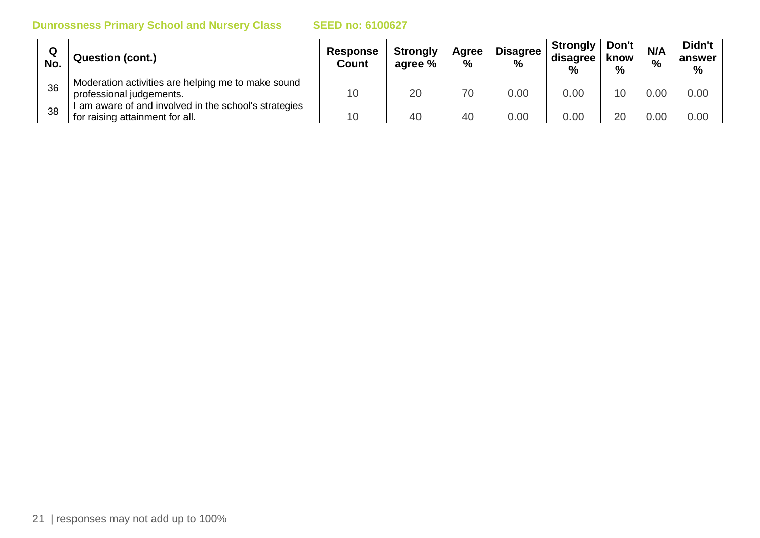**Dunrossness Primary School and Nursery Class**　　**SEED no: 6100627**

| Q No. | Question (cont.) | Response Count | Strongly agree % | Agree % | Disagree % | Strongly disagree % | Don't know % | N/A % | Didn't answer % |
|---|---|---|---|---|---|---|---|---|---|
| 36 | Moderation activities are helping me to make sound professional judgements. | 10 | 20 | 70 | 0.00 | 0.00 | 10 | 0.00 | 0.00 |
| 38 | I am aware of and involved in the school's strategies for raising attainment for all. | 10 | 40 | 40 | 0.00 | 0.00 | 20 | 0.00 | 0.00 |

responses may not add up to 100%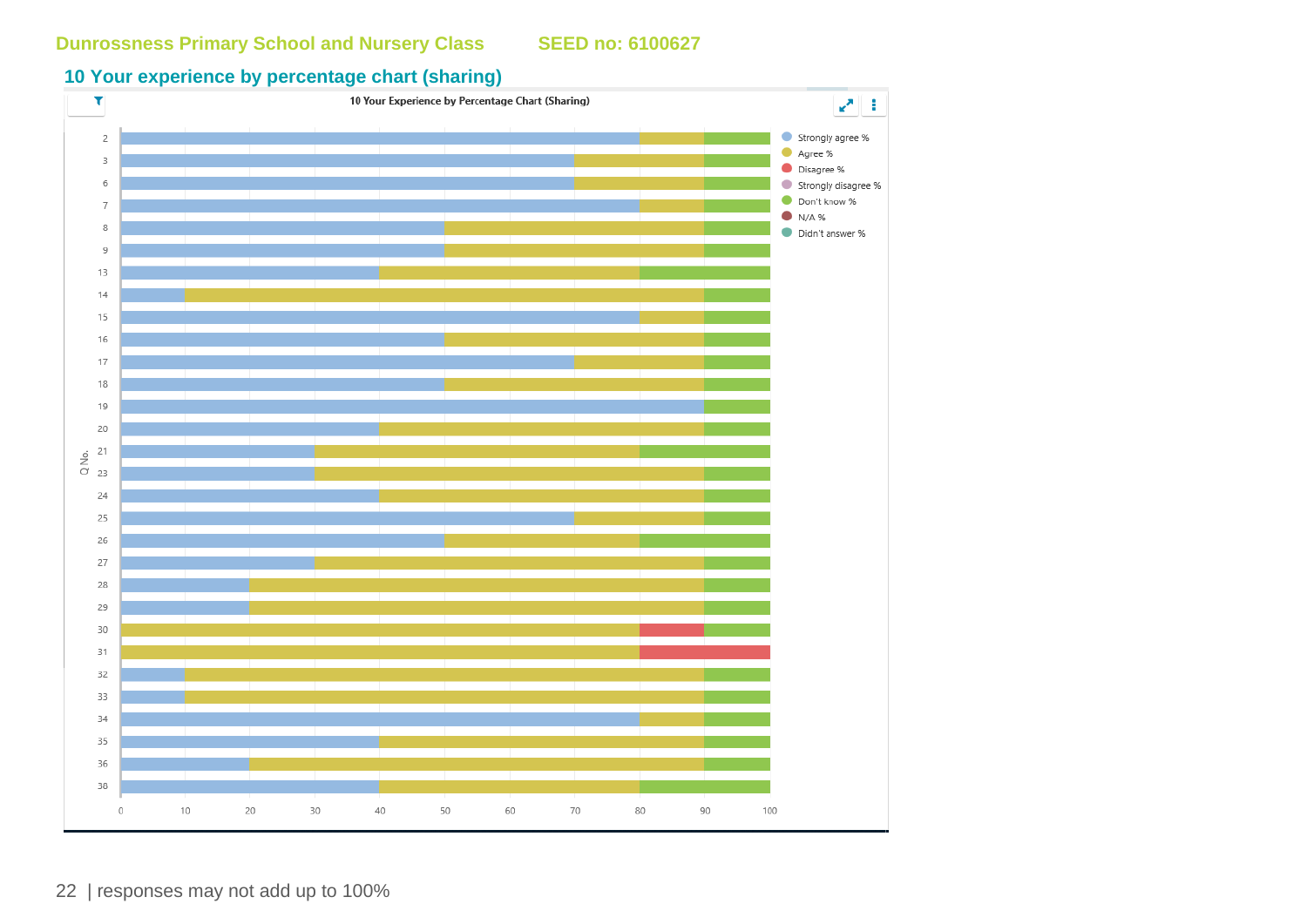Dunrossness Primary School and Nursery Class SEED no: 6100627

## 10 Your experience by percentage chart (sharing)

10 Your Experience by Percentage Chart (Sharing)

Strongly agree %
Agree %
Disagree %
Strongly disagree %
Don't know %
N/A %
Didn't answer %

Q No.

2
3
6
7
8
9
13
14
15
16
17
18
19
20
21
23
24
25
26
27
28
29
30
31
32
33
34
35
36
38

0 10 20 30 40 50 60 70 80 90 100

| responses may not add up to 100%